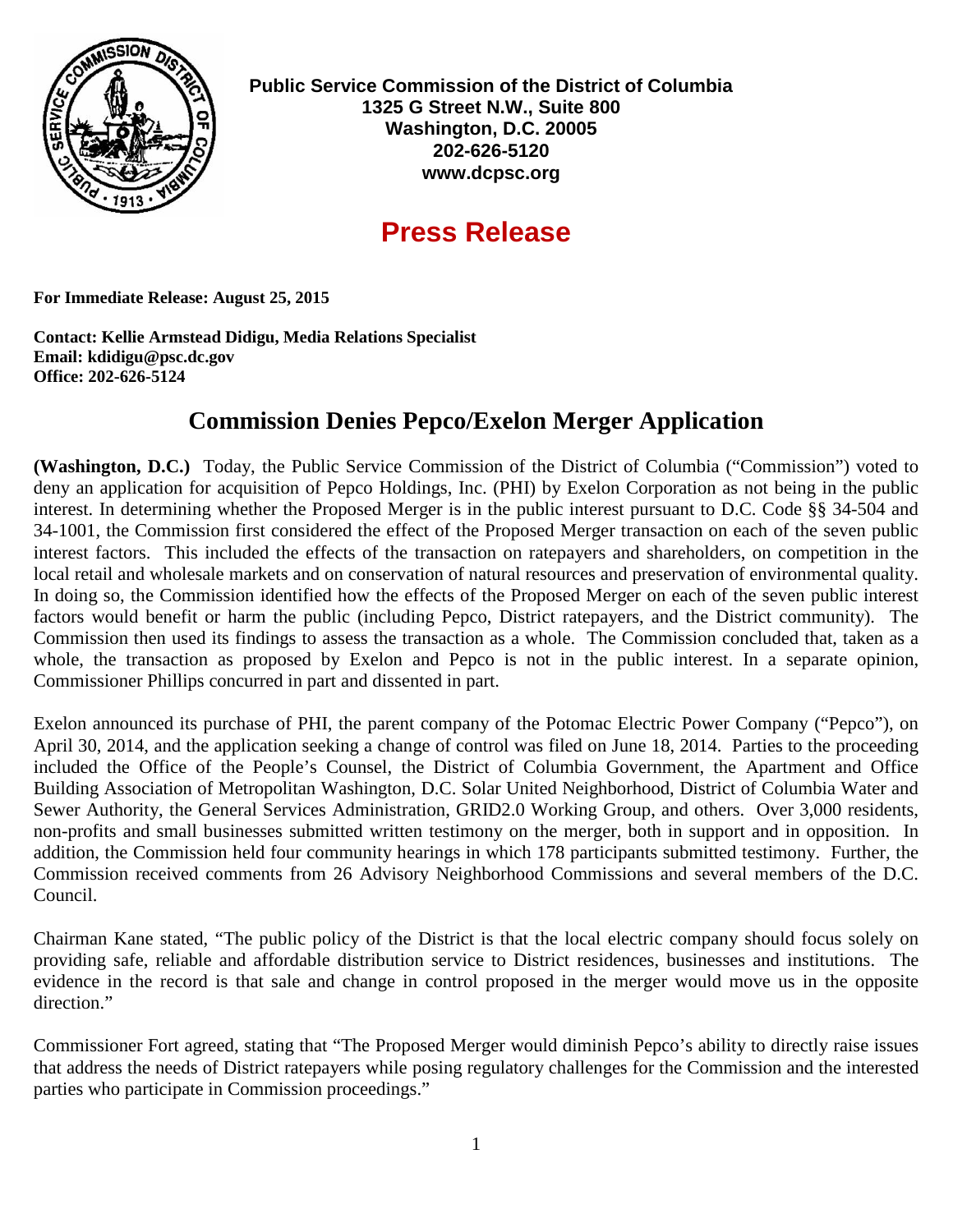**Public Service Commission of the District of Columbia**
**1325 G Street N.W., Suite 800**
**Washington, D.C. 20005**
**202-626-5120**
**www.dcpsc.org**

# Press Release

**For Immediate Release: August 25, 2015**

**Contact: Kellie Armstead Didigu, Media Relations Specialist**
**Email: kdidigu@psc.dc.gov**
**Office: 202-626-5124**

## Commission Denies Pepco/Exelon Merger Application

**(Washington, D.C.)** Today, the Public Service Commission of the District of Columbia ("Commission") voted to deny an application for acquisition of Pepco Holdings, Inc. (PHI) by Exelon Corporation as not being in the public interest. In determining whether the Proposed Merger is in the public interest pursuant to D.C. Code §§ 34-504 and 34-1001, the Commission first considered the effect of the Proposed Merger transaction on each of the seven public interest factors. This included the effects of the transaction on ratepayers and shareholders, on competition in the local retail and wholesale markets and on conservation of natural resources and preservation of environmental quality. In doing so, the Commission identified how the effects of the Proposed Merger on each of the seven public interest factors would benefit or harm the public (including Pepco, District ratepayers, and the District community). The Commission then used its findings to assess the transaction as a whole. The Commission concluded that, taken as a whole, the transaction as proposed by Exelon and Pepco is not in the public interest. In a separate opinion, Commissioner Phillips concurred in part and dissented in part.

Exelon announced its purchase of PHI, the parent company of the Potomac Electric Power Company ("Pepco"), on April 30, 2014, and the application seeking a change of control was filed on June 18, 2014. Parties to the proceeding included the Office of the People's Counsel, the District of Columbia Government, the Apartment and Office Building Association of Metropolitan Washington, D.C. Solar United Neighborhood, District of Columbia Water and Sewer Authority, the General Services Administration, GRID2.0 Working Group, and others. Over 3,000 residents, non-profits and small businesses submitted written testimony on the merger, both in support and in opposition. In addition, the Commission held four community hearings in which 178 participants submitted testimony. Further, the Commission received comments from 26 Advisory Neighborhood Commissions and several members of the D.C. Council.

Chairman Kane stated, "The public policy of the District is that the local electric company should focus solely on providing safe, reliable and affordable distribution service to District residences, businesses and institutions. The evidence in the record is that sale and change in control proposed in the merger would move us in the opposite direction."

Commissioner Fort agreed, stating that "The Proposed Merger would diminish Pepco's ability to directly raise issues that address the needs of District ratepayers while posing regulatory challenges for the Commission and the interested parties who participate in Commission proceedings."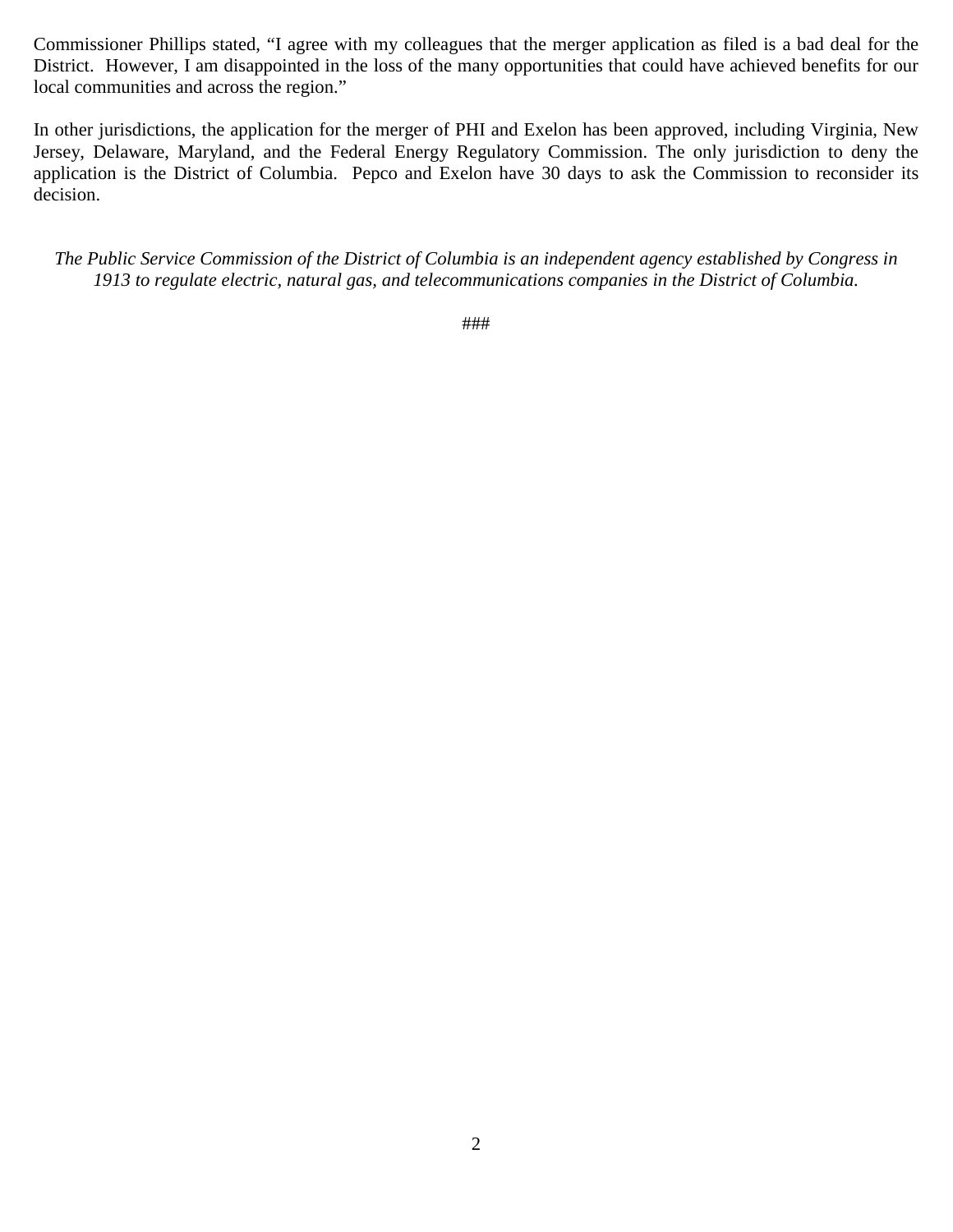Commissioner Phillips stated, “I agree with my colleagues that the merger application as filed is a bad deal for the District. However, I am disappointed in the loss of the many opportunities that could have achieved benefits for our local communities and across the region.”

In other jurisdictions, the application for the merger of PHI and Exelon has been approved, including Virginia, New Jersey, Delaware, Maryland, and the Federal Energy Regulatory Commission. The only jurisdiction to deny the application is the District of Columbia. Pepco and Exelon have 30 days to ask the Commission to reconsider its decision.

*The Public Service Commission of the District of Columbia is an independent agency established by Congress in 1913 to regulate electric, natural gas, and telecommunications companies in the District of Columbia.*

###